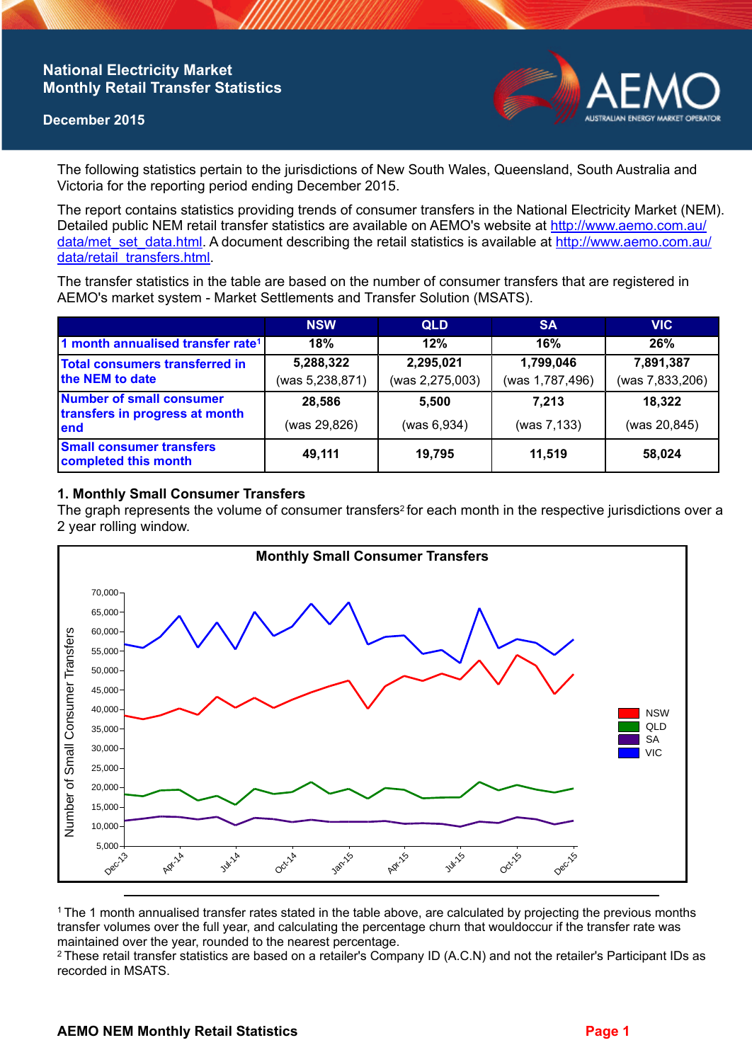# National Electricity Market Monthly Retail Transfer Statistics

**December 2015**

The following statistics pertain to the jurisdictions of New South Wales, Queensland, South Australia and Victoria for the reporting period ending December 2015.

The report contains statistics providing trends of consumer transfers in the National Electricity Market (NEM). Detailed public NEM retail transfer statistics are available on AEMO's website at http://www.aemo.com.au/data/met_set_data.html. A document describing the retail statistics is available at http://www.aemo.com.au/data/retail_transfers.html.

The transfer statistics in the table are based on the number of consumer transfers that are registered in AEMO's market system - Market Settlements and Transfer Solution (MSATS).

| | NSW | QLD | SA | VIC |
|---|---|---|---|---|
| 1 month annualised transfer rate[1] | 18% | 12% | 16% | 26% |
| Total consumers transferred in the NEM to date | 5,288,322 (was 5,238,871) | 2,295,021 (was 2,275,003) | 1,799,046 (was 1,787,496) | 7,891,387 (was 7,833,206) |
| Number of small consumer transfers in progress at month end | 28,586 (was 29,826) | 5,500 (was 6,934) | 7,213 (was 7,133) | 18,322 (was 20,845) |
| Small consumer transfers completed this month | 49,111 | 19,795 | 11,519 | 58,024 |

## 1. Monthly Small Consumer Transfers

The graph represents the volume of consumer transfers[2] for each month in the respective jurisdictions over a 2 year rolling window.

[1] The 1 month annualised transfer rates stated in the table above, are calculated by projecting the previous months transfer volumes over the full year, and calculating the percentage churn that wouldoccur if the transfer rate was maintained over the year, rounded to the nearest percentage.

[2] These retail transfer statistics are based on a retailer's Company ID (A.C.N) and not the retailer's Participant IDs as recorded in MSATS.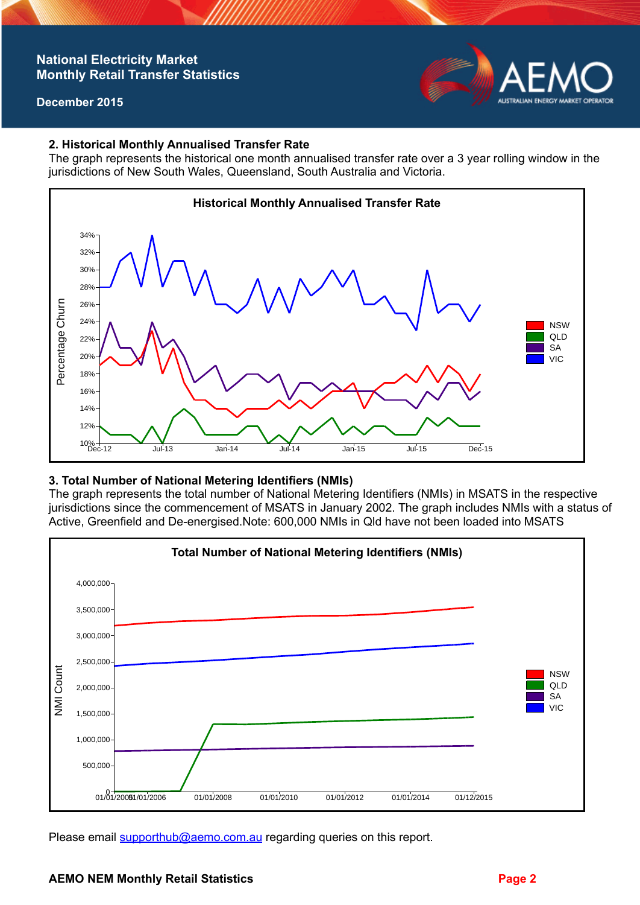## 2. Historical Monthly Annualised Transfer Rate

The graph represents the historical one month annualised transfer rate over a 3 year rolling window in the jurisdictions of New South Wales, Queensland, South Australia and Victoria.

Historical Monthly Annualised Transfer Rate

Percentage Churn

34%
32%
30%
28%
26%
24%
22%
20%
18%
16%
14%
12%
10%

Dec-12
Jul-13
Jan-14
Jul-14
Jan-15
Jul-15
Dec-15

NSW
QLD
SA
VIC

## 3. Total Number of National Metering Identifiers (NMIs)

The graph represents the total number of National Metering Identifiers (NMIs) in MSATS in the respective jurisdictions since the commencement of MSATS in January 2002. The graph includes NMIs with a status of Active, Greenfield and De-energised.Note: 600,000 NMIs in Qld have not been loaded into MSATS

Total Number of National Metering Identifiers (NMIs)

NMI Count

4,000,000
3,500,000
3,000,000
2,500,000
2,000,000
1,500,000
1,000,000
500,000
0

01/01/2006
01/01/2006
01/01/2008
01/01/2010
01/01/2012
01/01/2014
01/12/2015

NSW
QLD
SA
VIC

Please email supporthub@aemo.com.au regarding queries on this report.